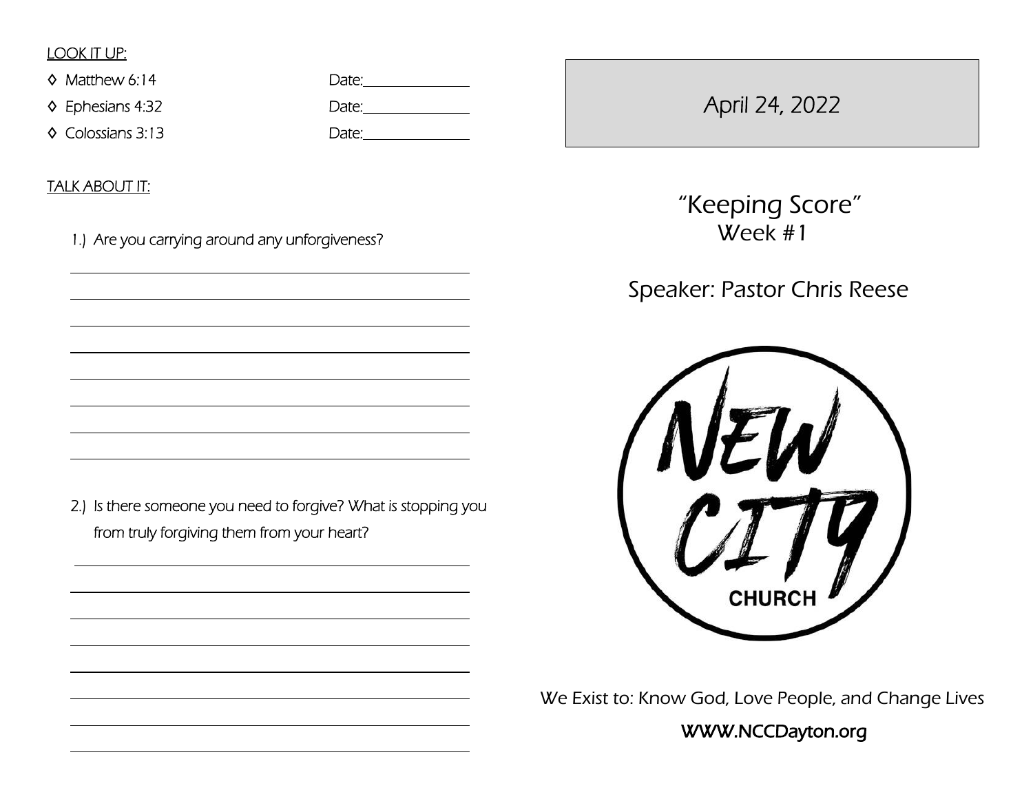LOOK IT UP:

- ◊ Matthew 6:14 Date:______________
- ◊ Ephesians 4:32 Date:______________
- ◊ Colossians 3:13 Date:______________

TALK ABOUT IT:

1.) Are you carrying around any unforgiveness?

2.) Is there someone you need to forgive? What is stopping you from truly forgiving them from your heart?

April 24, 2022

# "Keeping Score"

## Week #1

Speaker: Pastor Chris Reese

NEW CITY CHURCH

We Exist to: Know God, Love People, and Change Lives

WWW.NCCDayton.org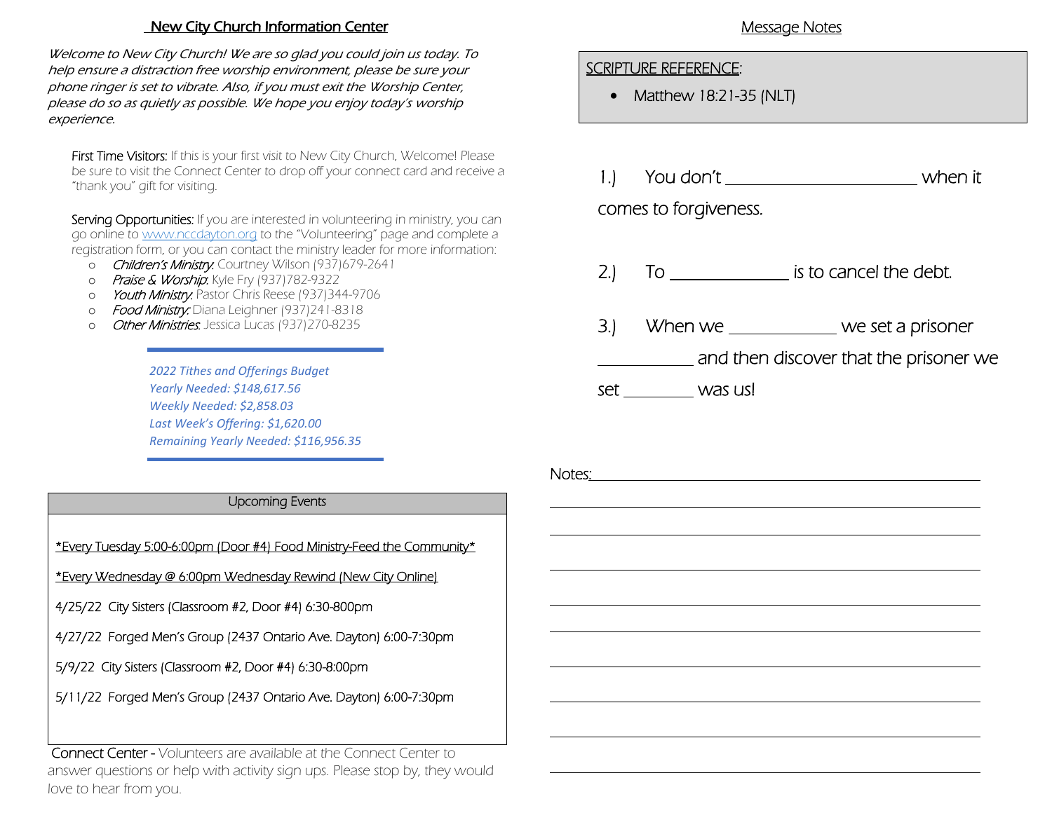## New City Church Information Center

*Welcome to New City Church! We are so glad you could join us today. To help ensure a distraction free worship environment, please be sure your phone ringer is set to vibrate. Also, if you must exit the Worship Center, please do so as quietly as possible. We hope you enjoy today's worship experience.*

First Time Visitors: If this is your first visit to New City Church, Welcome! Please be sure to visit the Connect Center to drop off your connect card and receive a "thank you" gift for visiting.

Serving Opportunities: If you are interested in volunteering in ministry, you can go online to [www.nccdayton.org](http://www.nccdayton.org) to the "Volunteering" page and complete a registration form, or you can contact the ministry leader for more information:

- *Children's Ministry*: Courtney Wilson (937)679-2641
- *Praise & Worship*: Kyle Fry (937)782-9322
- *Youth Ministry*: Pastor Chris Reese (937)344-9706
- *Food Ministry*: Diana Leighner (937)241-8318
- *Other Ministries*: Jessica Lucas (937)270-8235

*2022 Tithes and Offerings Budget*
*Yearly Needed: $148,617.56*
*Weekly Needed: $2,858.03*
*Last Week's Offering: $1,620.00*
*Remaining Yearly Needed: $116,956.35*

### Upcoming Events

*Every Tuesday 5:00-6:00pm (Door #4) Food Ministry-Feed the Community*

*Every Wednesday @ 6:00pm Wednesday Rewind (New City Online)

4/25/22 City Sisters (Classroom #2, Door #4) 6:30-800pm

4/27/22 Forged Men's Group (2437 Ontario Ave. Dayton) 6:00-7:30pm

5/9/22 City Sisters (Classroom #2, Door #4) 6:30-8:00pm

5/11/22 Forged Men's Group (2437 Ontario Ave. Dayton) 6:00-7:30pm

Connect Center - Volunteers are available at the Connect Center to answer questions or help with activity sign ups. Please stop by, they would love to hear from you.

## Message Notes

SCRIPTURE REFERENCE:

- Matthew 18:21-35 (NLT)

1.) You don't ______________________ when it comes to forgiveness.

2.) To ______________ is to cancel the debt.

3.) When we ______________ we set a prisoner ____________ and then discover that the prisoner we set _________ was us!

Notes: ____________________________________________

____________________________________________

____________________________________________

____________________________________________

____________________________________________

____________________________________________

____________________________________________

____________________________________________

____________________________________________

____________________________________________